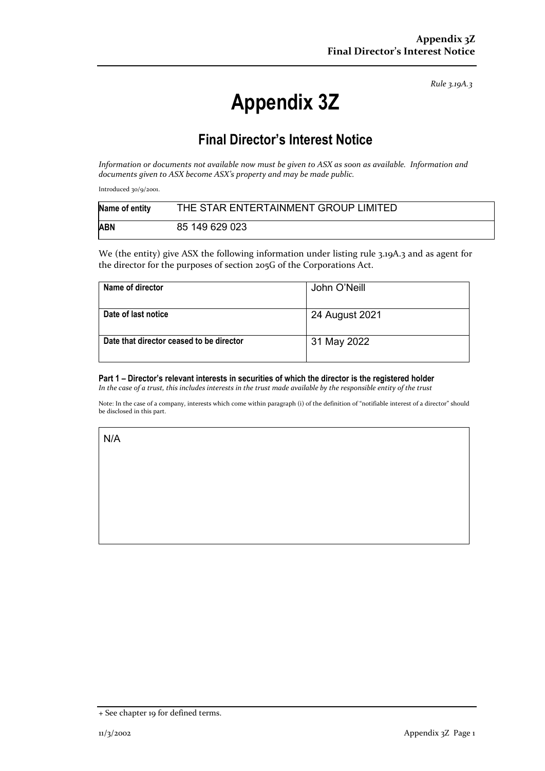*Rule 3.19A.3*

# Appendix 3Z

## Final Director's Interest Notice

*Information or documents not available now must be given to ASX as soon as available. Information and documents given to ASX become ASX's property and may be made public.*

Introduced 30/9/2001.

| **Name of entity** | THE STAR ENTERTAINMENT GROUP LIMITED |
| --- | --- |
| **ABN** | 85 149 629 023 |

We (the entity) give ASX the following information under listing rule 3.19A.3 and as agent for the director for the purposes of section 205G of the Corporations Act.

| **Name of director** | John O'Neill |
| --- | --- |
| **Date of last notice** | 24 August 2021 |
| **Date that director ceased to be director** | 31 May 2022 |

**Part 1 – Director's relevant interests in securities of which the director is the registered holder**
*In the case of a trust, this includes interests in the trust made available by the responsible entity of the trust*

Note: In the case of a company, interests which come within paragraph (i) of the definition of "notifiable interest of a director" should be disclosed in this part.

N/A

+ See chapter 19 for defined terms.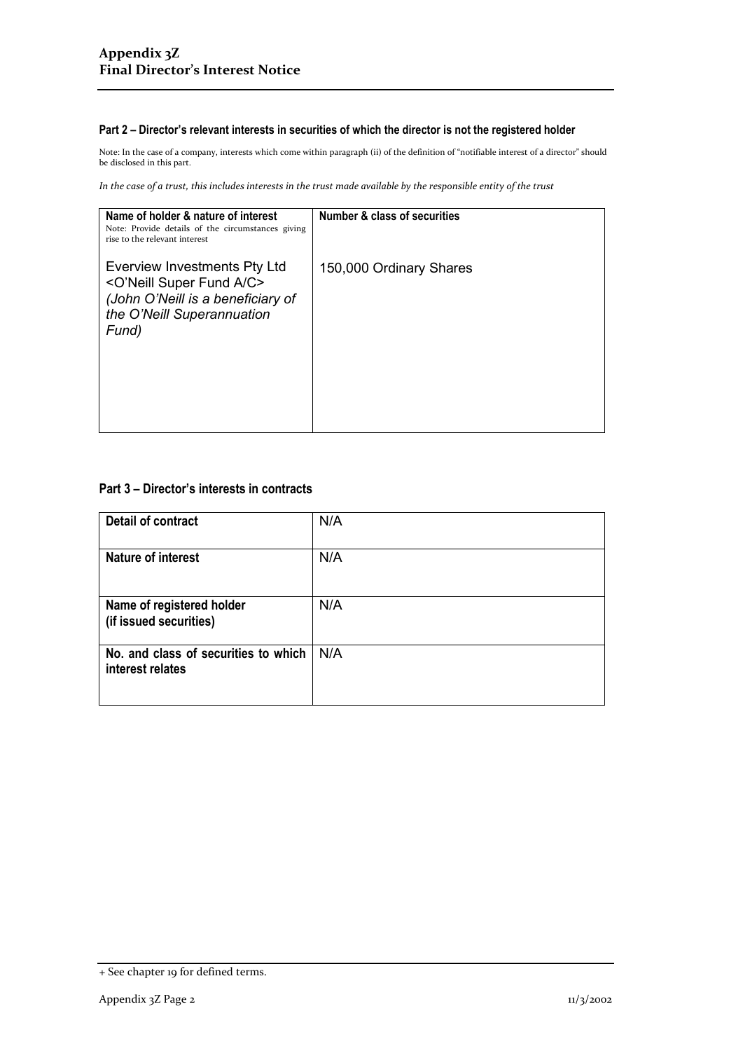## Part 2 – Director's relevant interests in securities of which the director is not the registered holder

Note: In the case of a company, interests which come within paragraph (ii) of the definition of "notifiable interest of a director" should be disclosed in this part.

*In the case of a trust, this includes interests in the trust made available by the responsible entity of the trust*

| **Name of holder & nature of interest**<br>Note: Provide details of the circumstances giving rise to the relevant interest | **Number & class of securities** |
|---|---|
| Everview Investments Pty Ltd <O'Neill Super Fund A/C> *(John O'Neill is a beneficiary of the O'Neill Superannuation Fund)* | 150,000 Ordinary Shares |

## Part 3 – Director's interests in contracts

| | |
|---|---|
| **Detail of contract** | N/A |
| **Nature of interest** | N/A |
| **Name of registered holder (if issued securities)** | N/A |
| **No. and class of securities to which interest relates** | N/A |

+ See chapter 19 for defined terms.